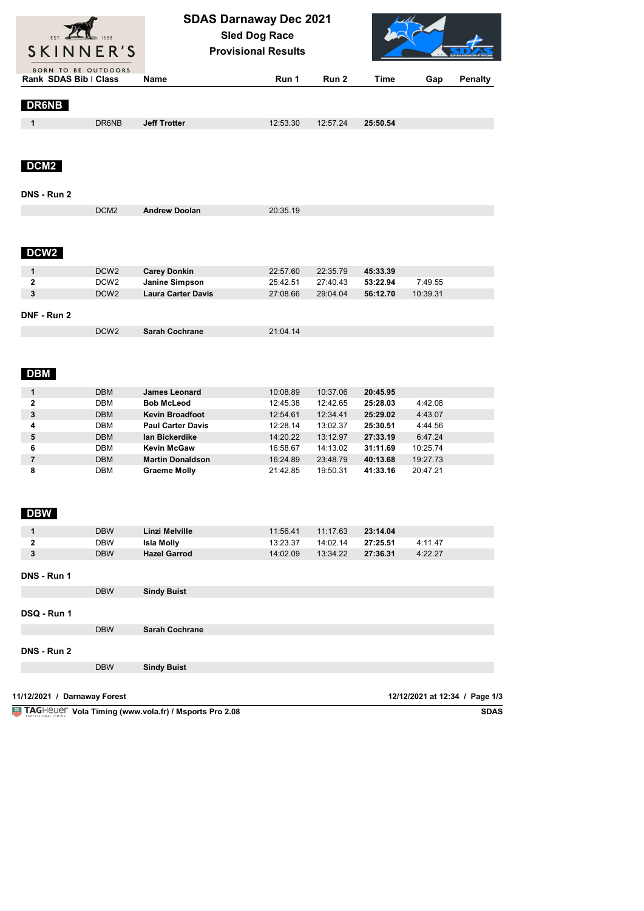# SDAS Darnaway Dec 2021

**Sled Dog Race**

**Provisional Results**

| Rank | SDAS Bib / Class | Name | Run 1 | Run 2 | Time | Gap | Penalty |
|---|---|---|---|---|---|---|---|

## DR6NB

| Rank | SDAS Bib / Class | Name | Run 1 | Run 2 | Time | Gap | Penalty |
|---|---|---|---|---|---|---|---|
| 1 | DR6NB | **Jeff Trotter** | 12:53.30 | 12:57.24 | **25:50.54** | | |

## DCM2

**DNS - Run 2**

| Rank | SDAS Bib / Class | Name | Run 1 | Run 2 | Time | Gap | Penalty |
|---|---|---|---|---|---|---|---|
| | DCM2 | **Andrew Doolan** | 20:35.19 | | | | |

## DCW2

| Rank | SDAS Bib / Class | Name | Run 1 | Run 2 | Time | Gap | Penalty |
|---|---|---|---|---|---|---|---|
| 1 | DCW2 | **Carey Donkin** | 22:57.60 | 22:35.79 | **45:33.39** | | |
| 2 | DCW2 | **Janine Simpson** | 25:42.51 | 27:40.43 | **53:22.94** | 7:49.55 | |
| 3 | DCW2 | **Laura Carter Davis** | 27:08.66 | 29:04.04 | **56:12.70** | 10:39.31 | |

**DNF - Run 2**

| Rank | SDAS Bib / Class | Name | Run 1 | Run 2 | Time | Gap | Penalty |
|---|---|---|---|---|---|---|---|
| | DCW2 | **Sarah Cochrane** | 21:04.14 | | | | |

## DBM

| Rank | SDAS Bib / Class | Name | Run 1 | Run 2 | Time | Gap | Penalty |
|---|---|---|---|---|---|---|---|
| 1 | DBM | **James Leonard** | 10:08.89 | 10:37.06 | **20:45.95** | | |
| 2 | DBM | **Bob McLeod** | 12:45.38 | 12:42.65 | **25:28.03** | 4:42.08 | |
| 3 | DBM | **Kevin Broadfoot** | 12:54.61 | 12:34.41 | **25:29.02** | 4:43.07 | |
| 4 | DBM | **Paul Carter Davis** | 12:28.14 | 13:02.37 | **25:30.51** | 4:44.56 | |
| 5 | DBM | **Ian Bickerdike** | 14:20.22 | 13:12.97 | **27:33.19** | 6:47.24 | |
| 6 | DBM | **Kevin McGaw** | 16:58.67 | 14:13.02 | **31:11.69** | 10:25.74 | |
| 7 | DBM | **Martin Donaldson** | 16:24.89 | 23:48.79 | **40:13.68** | 19:27.73 | |
| 8 | DBM | **Graeme Molly** | 21:42.85 | 19:50.31 | **41:33.16** | 20:47.21 | |

## DBW

| Rank | SDAS Bib / Class | Name | Run 1 | Run 2 | Time | Gap | Penalty |
|---|---|---|---|---|---|---|---|
| 1 | DBW | **Linzi Melville** | 11:56.41 | 11:17.63 | **23:14.04** | | |
| 2 | DBW | **Isla Molly** | 13:23.37 | 14:02.14 | **27:25.51** | 4:11.47 | |
| 3 | DBW | **Hazel Garrod** | 14:02.09 | 13:34.22 | **27:36.31** | 4:22.27 | |

**DNS - Run 1**

| Rank | SDAS Bib / Class | Name | Run 1 | Run 2 | Time | Gap | Penalty |
|---|---|---|---|---|---|---|---|
| | DBW | **Sindy Buist** | | | | | |

**DSQ - Run 1**

| Rank | SDAS Bib / Class | Name | Run 1 | Run 2 | Time | Gap | Penalty |
|---|---|---|---|---|---|---|---|
| | DBW | **Sarah Cochrane** | | | | | |

**DNS - Run 2**

| Rank | SDAS Bib / Class | Name | Run 1 | Run 2 | Time | Gap | Penalty |
|---|---|---|---|---|---|---|---|
| | DBW | **Sindy Buist** | | | | | |

**11/12/2021 / Darnaway Forest** **12/12/2021 at 12:34**

**Vola Timing (www.vola.fr) / Msports Pro 2.08** **SDAS**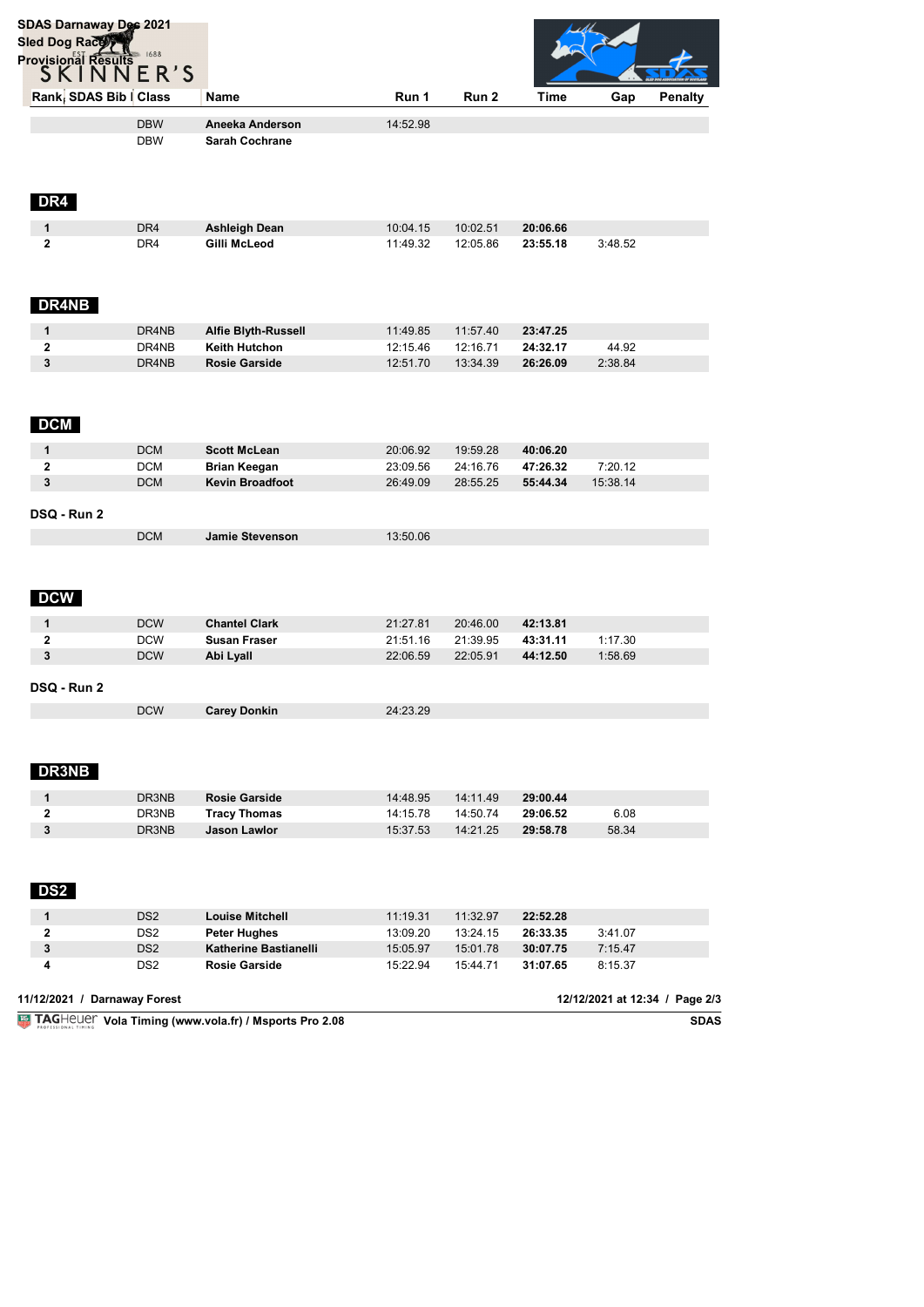| Rank | SDAS Bib | Class | Name | Run 1 | Run 2 | Time | Gap | Penalty |
|---|---|---|---|---|---|---|---|---|
| | | DBW | Aneeka Anderson | 14:52.98 | | | | |
| | | DBW | Sarah Cochrane | | | | | |

## DR4

| Rank | SDAS Bib | Class | Name | Run 1 | Run 2 | Time | Gap | Penalty |
|---|---|---|---|---|---|---|---|---|
| 1 | | DR4 | Ashleigh Dean | 10:04.15 | 10:02.51 | **20:06.66** | | |
| 2 | | DR4 | Gilli McLeod | 11:49.32 | 12:05.86 | **23:55.18** | 3:48.52 | |

## DR4NB

| Rank | SDAS Bib | Class | Name | Run 1 | Run 2 | Time | Gap | Penalty |
|---|---|---|---|---|---|---|---|---|
| 1 | | DR4NB | Alfie Blyth-Russell | 11:49.85 | 11:57.40 | **23:47.25** | | |
| 2 | | DR4NB | Keith Hutchon | 12:15.46 | 12:16.71 | **24:32.17** | 44.92 | |
| 3 | | DR4NB | Rosie Garside | 12:51.70 | 13:34.39 | **26:26.09** | 2:38.84 | |

## DCM

| Rank | SDAS Bib | Class | Name | Run 1 | Run 2 | Time | Gap | Penalty |
|---|---|---|---|---|---|---|---|---|
| 1 | | DCM | Scott McLean | 20:06.92 | 19:59.28 | **40:06.20** | | |
| 2 | | DCM | Brian Keegan | 23:09.56 | 24:16.76 | **47:26.32** | 7:20.12 | |
| 3 | | DCM | Kevin Broadfoot | 26:49.09 | 28:55.25 | **55:44.34** | 15:38.14 | |

**DSQ - Run 2**

| Rank | SDAS Bib | Class | Name | Run 1 | Run 2 | Time | Gap | Penalty |
|---|---|---|---|---|---|---|---|---|
| | | DCM | Jamie Stevenson | 13:50.06 | | | | |

## DCW

| Rank | SDAS Bib | Class | Name | Run 1 | Run 2 | Time | Gap | Penalty |
|---|---|---|---|---|---|---|---|---|
| 1 | | DCW | Chantel Clark | 21:27.81 | 20:46.00 | **42:13.81** | | |
| 2 | | DCW | Susan Fraser | 21:51.16 | 21:39.95 | **43:31.11** | 1:17.30 | |
| 3 | | DCW | Abi Lyall | 22:06.59 | 22:05.91 | **44:12.50** | 1:58.69 | |

**DSQ - Run 2**

| Rank | SDAS Bib | Class | Name | Run 1 | Run 2 | Time | Gap | Penalty |
|---|---|---|---|---|---|---|---|---|
| | | DCW | Carey Donkin | 24:23.29 | | | | |

## DR3NB

| Rank | SDAS Bib | Class | Name | Run 1 | Run 2 | Time | Gap | Penalty |
|---|---|---|---|---|---|---|---|---|
| 1 | | DR3NB | Rosie Garside | 14:48.95 | 14:11.49 | **29:00.44** | | |
| 2 | | DR3NB | Tracy Thomas | 14:15.78 | 14:50.74 | **29:06.52** | 6.08 | |
| 3 | | DR3NB | Jason Lawlor | 15:37.53 | 14:21.25 | **29:58.78** | 58.34 | |

## DS2

| Rank | SDAS Bib | Class | Name | Run 1 | Run 2 | Time | Gap | Penalty |
|---|---|---|---|---|---|---|---|---|
| 1 | | DS2 | Louise Mitchell | 11:19.31 | 11:32.97 | **22:52.28** | | |
| 2 | | DS2 | Peter Hughes | 13:09.20 | 13:24.15 | **26:33.35** | 3:41.07 | |
| 3 | | DS2 | Katherine Bastianelli | 15:05.97 | 15:01.78 | **30:07.75** | 7:15.47 | |
| 4 | | DS2 | Rosie Garside | 15:22.94 | 15:44.71 | **31:07.65** | 8:15.37 | |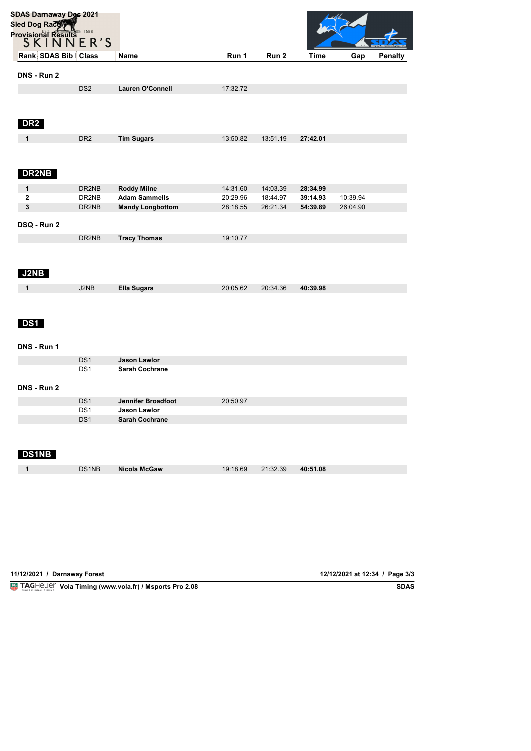SDAS Darnaway Dec 2021
Sled Dog Races
Provisional Results

| Rank | SDAS Bib | Class | Name | Run 1 | Run 2 | Time | Gap | Penalty |
|---|---|---|---|---|---|---|---|---|

**DNS - Run 2**

| Rank | SDAS Bib | Class | Name | Run 1 | Run 2 | Time | Gap | Penalty |
|---|---|---|---|---|---|---|---|---|
| | | DS2 | **Lauren O'Connell** | 17:32.72 | | | | |

## DR2

| Rank | SDAS Bib | Class | Name | Run 1 | Run 2 | Time | Gap | Penalty |
|---|---|---|---|---|---|---|---|---|
| **1** | | DR2 | **Tim Sugars** | 13:50.82 | 13:51.19 | **27:42.01** | | |

## DR2NB

| Rank | SDAS Bib | Class | Name | Run 1 | Run 2 | Time | Gap | Penalty |
|---|---|---|---|---|---|---|---|---|
| **1** | | DR2NB | **Roddy Milne** | 14:31.60 | 14:03.39 | **28:34.99** | | |
| **2** | | DR2NB | **Adam Sammells** | 20:29.96 | 18:44.97 | **39:14.93** | 10:39.94 | |
| **3** | | DR2NB | **Mandy Longbottom** | 28:18.55 | 26:21.34 | **54:39.89** | 26:04.90 | |

**DSQ - Run 2**

| Rank | SDAS Bib | Class | Name | Run 1 | Run 2 | Time | Gap | Penalty |
|---|---|---|---|---|---|---|---|---|
| | | DR2NB | **Tracy Thomas** | 19:10.77 | | | | |

## J2NB

| Rank | SDAS Bib | Class | Name | Run 1 | Run 2 | Time | Gap | Penalty |
|---|---|---|---|---|---|---|---|---|
| **1** | | J2NB | **Ella Sugars** | 20:05.62 | 20:34.36 | **40:39.98** | | |

## DS1

**DNS - Run 1**

| Rank | SDAS Bib | Class | Name | Run 1 | Run 2 | Time | Gap | Penalty |
|---|---|---|---|---|---|---|---|---|
| | | DS1 | **Jason Lawlor** | | | | | |
| | | DS1 | **Sarah Cochrane** | | | | | |

**DNS - Run 2**

| Rank | SDAS Bib | Class | Name | Run 1 | Run 2 | Time | Gap | Penalty |
|---|---|---|---|---|---|---|---|---|
| | | DS1 | **Jennifer Broadfoot** | 20:50.97 | | | | |
| | | DS1 | **Jason Lawlor** | | | | | |
| | | DS1 | **Sarah Cochrane** | | | | | |

## DS1NB

| Rank | SDAS Bib | Class | Name | Run 1 | Run 2 | Time | Gap | Penalty |
|---|---|---|---|---|---|---|---|---|
| **1** | | DS1NB | **Nicola McGaw** | 19:18.69 | 21:32.39 | **40:51.08** | | |

11/12/2021 / Darnaway Forest — 12/12/2021 at 12:34

Vola Timing (www.vola.fr) / Msports Pro 2.08 — SDAS